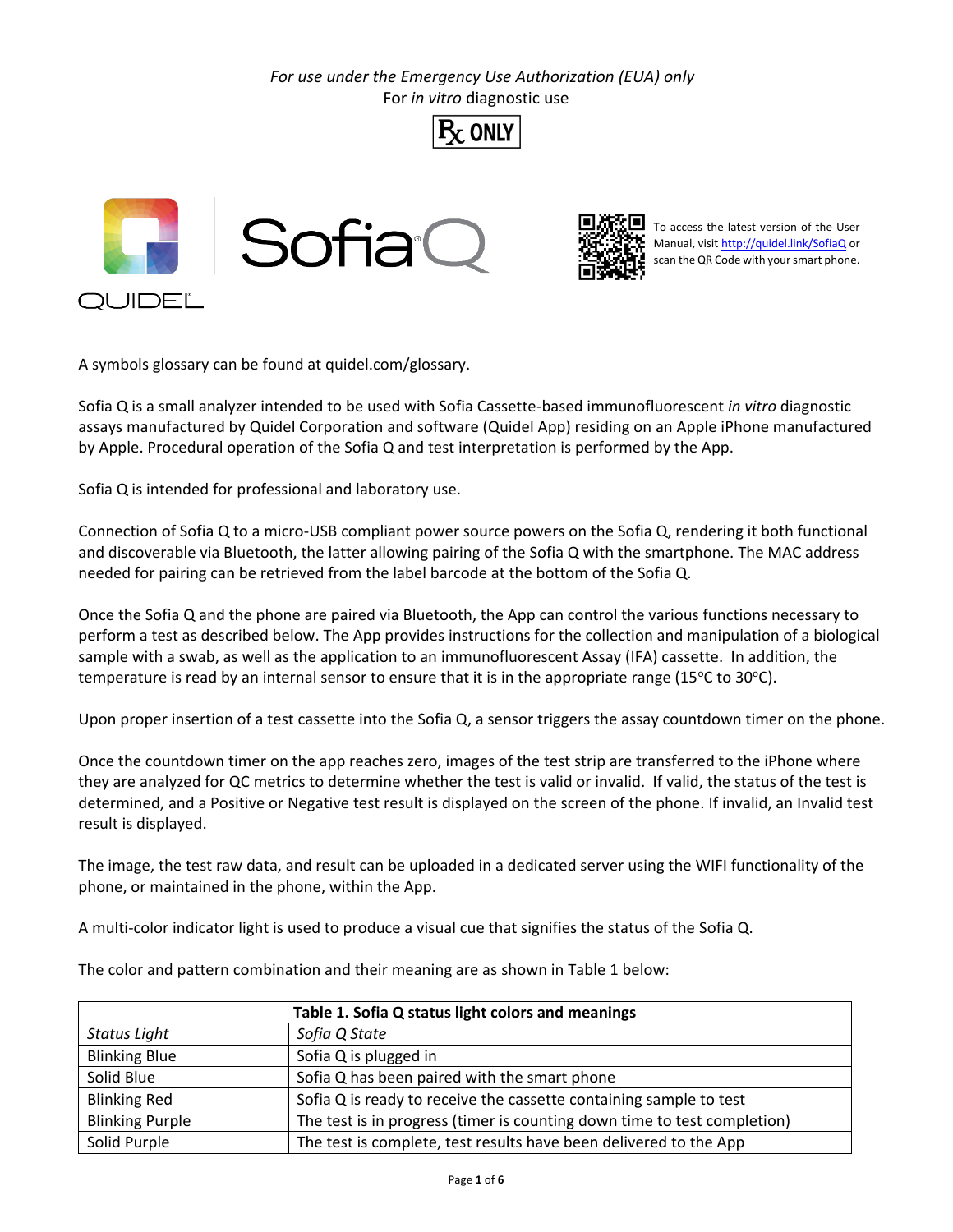*For use under the Emergency Use Authorization (EUA) only*
For *in vitro* diagnostic use

Rx ONLY

QUIDEL

# Sofia Q

To access the latest version of the User Manual, visit http://quidel.link/SofiaQ or scan the QR Code with your smart phone.

A symbols glossary can be found at quidel.com/glossary.

Sofia Q is a small analyzer intended to be used with Sofia Cassette-based immunofluorescent *in vitro* diagnostic assays manufactured by Quidel Corporation and software (Quidel App) residing on an Apple iPhone manufactured by Apple. Procedural operation of the Sofia Q and test interpretation is performed by the App.

Sofia Q is intended for professional and laboratory use.

Connection of Sofia Q to a micro-USB compliant power source powers on the Sofia Q, rendering it both functional and discoverable via Bluetooth, the latter allowing pairing of the Sofia Q with the smartphone. The MAC address needed for pairing can be retrieved from the label barcode at the bottom of the Sofia Q.

Once the Sofia Q and the phone are paired via Bluetooth, the App can control the various functions necessary to perform a test as described below. The App provides instructions for the collection and manipulation of a biological sample with a swab, as well as the application to an immunofluorescent Assay (IFA) cassette. In addition, the temperature is read by an internal sensor to ensure that it is in the appropriate range (15°C to 30°C).

Upon proper insertion of a test cassette into the Sofia Q, a sensor triggers the assay countdown timer on the phone.

Once the countdown timer on the app reaches zero, images of the test strip are transferred to the iPhone where they are analyzed for QC metrics to determine whether the test is valid or invalid. If valid, the status of the test is determined, and a Positive or Negative test result is displayed on the screen of the phone. If invalid, an Invalid test result is displayed.

The image, the test raw data, and result can be uploaded in a dedicated server using the WIFI functionality of the phone, or maintained in the phone, within the App.

A multi-color indicator light is used to produce a visual cue that signifies the status of the Sofia Q.

The color and pattern combination and their meaning are as shown in Table 1 below:

**Table 1. Sofia Q status light colors and meanings**

| *Status Light* | *Sofia Q State* |
|---|---|
| Blinking Blue | Sofia Q is plugged in |
| Solid Blue | Sofia Q has been paired with the smart phone |
| Blinking Red | Sofia Q is ready to receive the cassette containing sample to test |
| Blinking Purple | The test is in progress (timer is counting down time to test completion) |
| Solid Purple | The test is complete, test results have been delivered to the App |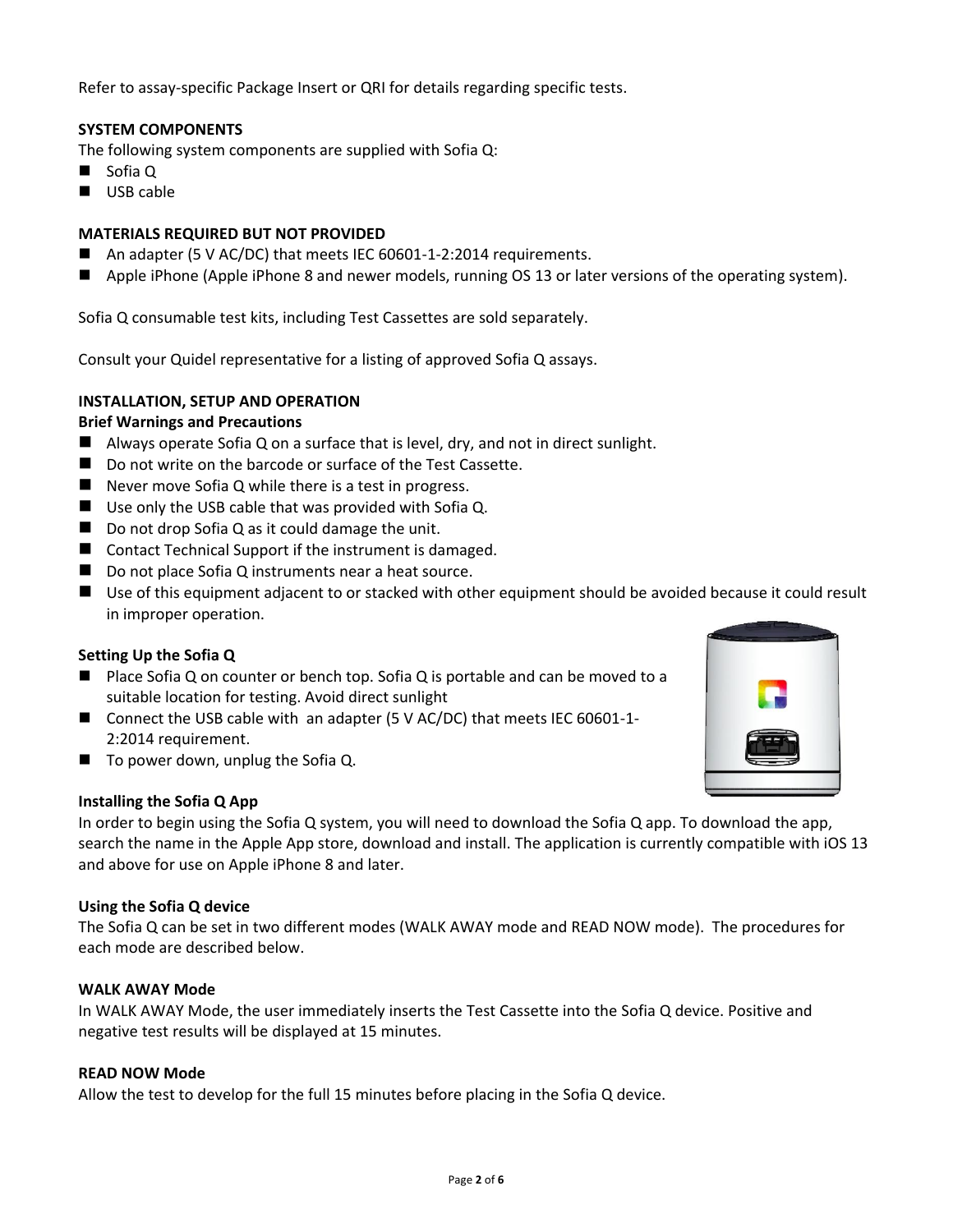Refer to assay-specific Package Insert or QRI for details regarding specific tests.

**SYSTEM COMPONENTS**

The following system components are supplied with Sofia Q:

- Sofia Q
- USB cable

**MATERIALS REQUIRED BUT NOT PROVIDED**

- An adapter (5 V AC/DC) that meets IEC 60601-1-2:2014 requirements.
- Apple iPhone (Apple iPhone 8 and newer models, running OS 13 or later versions of the operating system).

Sofia Q consumable test kits, including Test Cassettes are sold separately.

Consult your Quidel representative for a listing of approved Sofia Q assays.

**INSTALLATION, SETUP AND OPERATION**

**Brief Warnings and Precautions**

- Always operate Sofia Q on a surface that is level, dry, and not in direct sunlight.
- Do not write on the barcode or surface of the Test Cassette.
- Never move Sofia Q while there is a test in progress.
- Use only the USB cable that was provided with Sofia Q.
- Do not drop Sofia Q as it could damage the unit.
- Contact Technical Support if the instrument is damaged.
- Do not place Sofia Q instruments near a heat source.
- Use of this equipment adjacent to or stacked with other equipment should be avoided because it could result in improper operation.

**Setting Up the Sofia Q**

- Place Sofia Q on counter or bench top. Sofia Q is portable and can be moved to a suitable location for testing. Avoid direct sunlight
- Connect the USB cable with an adapter (5 V AC/DC) that meets IEC 60601-1-2:2014 requirement.
- To power down, unplug the Sofia Q.

**Installing the Sofia Q App**

In order to begin using the Sofia Q system, you will need to download the Sofia Q app. To download the app, search the name in the Apple App store, download and install. The application is currently compatible with iOS 13 and above for use on Apple iPhone 8 and later.

**Using the Sofia Q device**

The Sofia Q can be set in two different modes (WALK AWAY mode and READ NOW mode). The procedures for each mode are described below.

**WALK AWAY Mode**

In WALK AWAY Mode, the user immediately inserts the Test Cassette into the Sofia Q device. Positive and negative test results will be displayed at 15 minutes.

**READ NOW Mode**

Allow the test to develop for the full 15 minutes before placing in the Sofia Q device.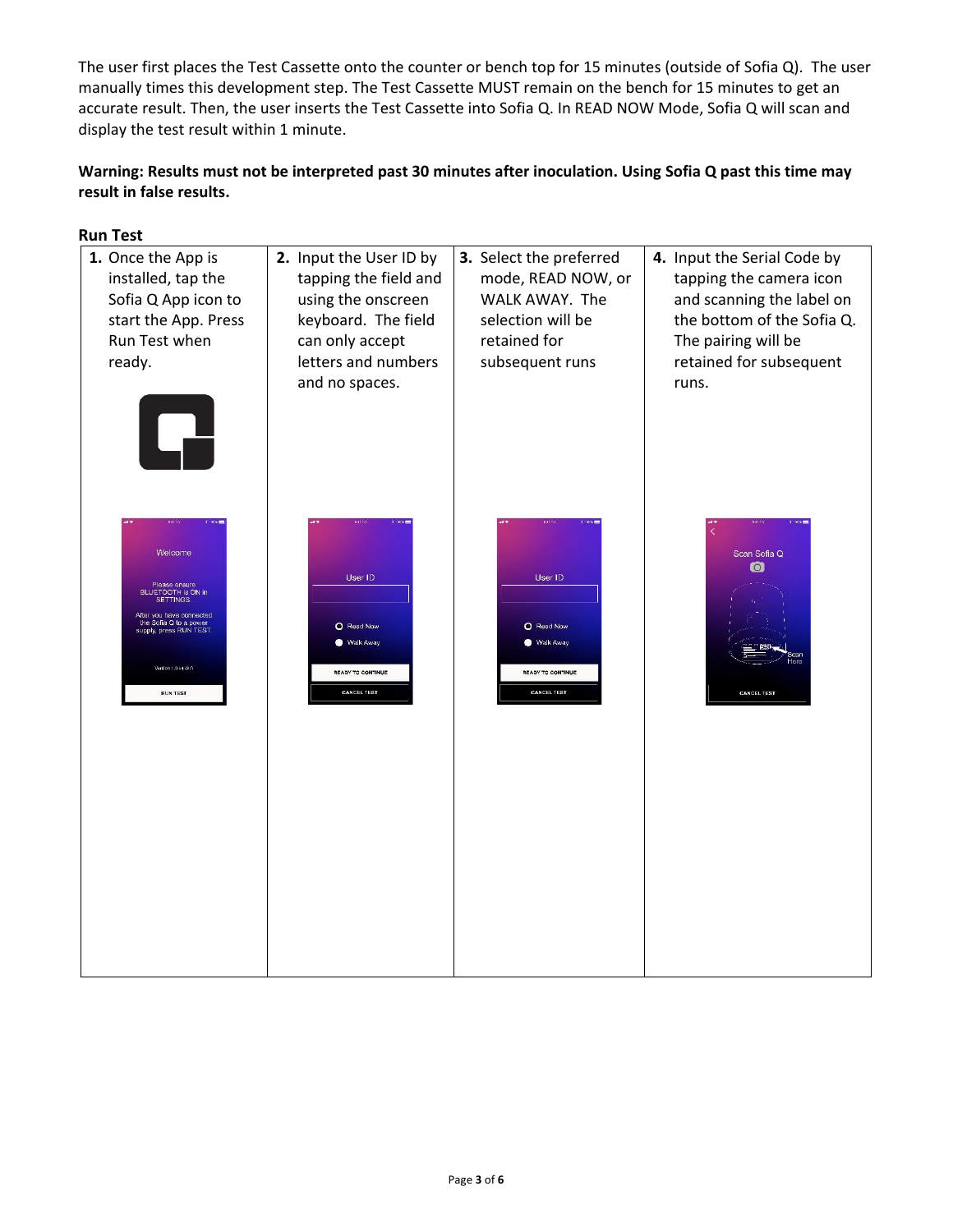The user first places the Test Cassette onto the counter or bench top for 15 minutes (outside of Sofia Q). The user manually times this development step. The Test Cassette MUST remain on the bench for 15 minutes to get an accurate result. Then, the user inserts the Test Cassette into Sofia Q. In READ NOW Mode, Sofia Q will scan and display the test result within 1 minute.

**Warning: Results must not be interpreted past 30 minutes after inoculation. Using Sofia Q past this time may result in false results.**

**Run Test**

| **1.** Once the App is installed, tap the Sofia Q App icon to start the App. Press Run Test when ready. | **2.** Input the User ID by tapping the field and using the onscreen keyboard. The field can only accept letters and numbers and no spaces. | **3.** Select the preferred mode, READ NOW, or WALK AWAY. The selection will be retained for subsequent runs | **4.** Input the Serial Code by tapping the camera icon and scanning the label on the bottom of the Sofia Q. The pairing will be retained for subsequent runs. |
|---|---|---|---|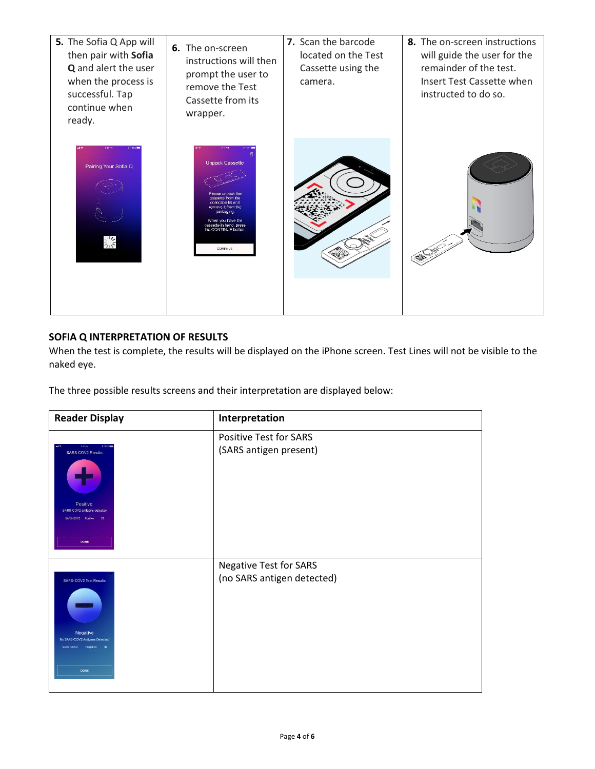| **5.** The Sofia Q App will then pair with **Sofia Q** and alert the user when the process is successful. Tap continue when ready. | **6.** The on-screen instructions will then prompt the user to remove the Test Cassette from its wrapper. | **7.** Scan the barcode located on the Test Cassette using the camera. | **8.** The on-screen instructions will guide the user for the remainder of the test. Insert Test Cassette when instructed to do so. |
|---|---|---|---|

## SOFIA Q INTERPRETATION OF RESULTS

When the test is complete, the results will be displayed on the iPhone screen. Test Lines will not be visible to the naked eye.

The three possible results screens and their interpretation are displayed below:

| **Reader Display** | **Interpretation** |
|---|---|
| | Positive Test for SARS<br>(SARS antigen present) |
| | Negative Test for SARS<br>(no SARS antigen detected) |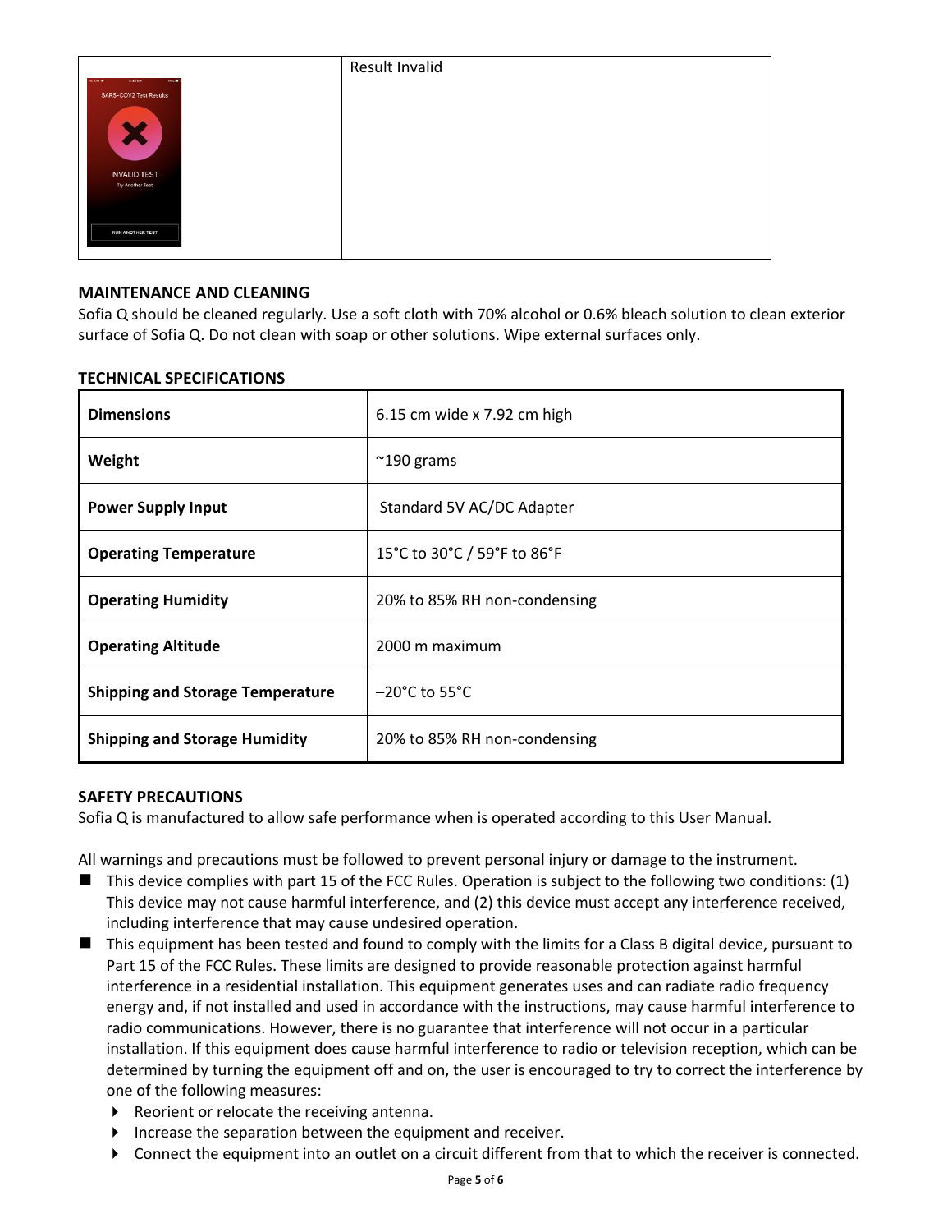| | Result Invalid |
|---|---|
| SARS-COV2 Test Results<br>INVALID TEST<br>Try Another Test<br>RUN ANOTHER TEST | |

## MAINTENANCE AND CLEANING

Sofia Q should be cleaned regularly. Use a soft cloth with 70% alcohol or 0.6% bleach solution to clean exterior surface of Sofia Q. Do not clean with soap or other solutions. Wipe external surfaces only.

## TECHNICAL SPECIFICATIONS

| | |
|---|---|
| **Dimensions** | 6.15 cm wide x 7.92 cm high |
| **Weight** | ~190 grams |
| **Power Supply Input** | Standard 5V AC/DC Adapter |
| **Operating Temperature** | 15°C to 30°C / 59°F to 86°F |
| **Operating Humidity** | 20% to 85% RH non-condensing |
| **Operating Altitude** | 2000 m maximum |
| **Shipping and Storage Temperature** | –20°C to 55°C |
| **Shipping and Storage Humidity** | 20% to 85% RH non-condensing |

## SAFETY PRECAUTIONS

Sofia Q is manufactured to allow safe performance when is operated according to this User Manual.

All warnings and precautions must be followed to prevent personal injury or damage to the instrument.

- This device complies with part 15 of the FCC Rules. Operation is subject to the following two conditions: (1) This device may not cause harmful interference, and (2) this device must accept any interference received, including interference that may cause undesired operation.
- This equipment has been tested and found to comply with the limits for a Class B digital device, pursuant to Part 15 of the FCC Rules. These limits are designed to provide reasonable protection against harmful interference in a residential installation. This equipment generates uses and can radiate radio frequency energy and, if not installed and used in accordance with the instructions, may cause harmful interference to radio communications. However, there is no guarantee that interference will not occur in a particular installation. If this equipment does cause harmful interference to radio or television reception, which can be determined by turning the equipment off and on, the user is encouraged to try to correct the interference by one of the following measures:
  - Reorient or relocate the receiving antenna.
  - Increase the separation between the equipment and receiver.
  - Connect the equipment into an outlet on a circuit different from that to which the receiver is connected.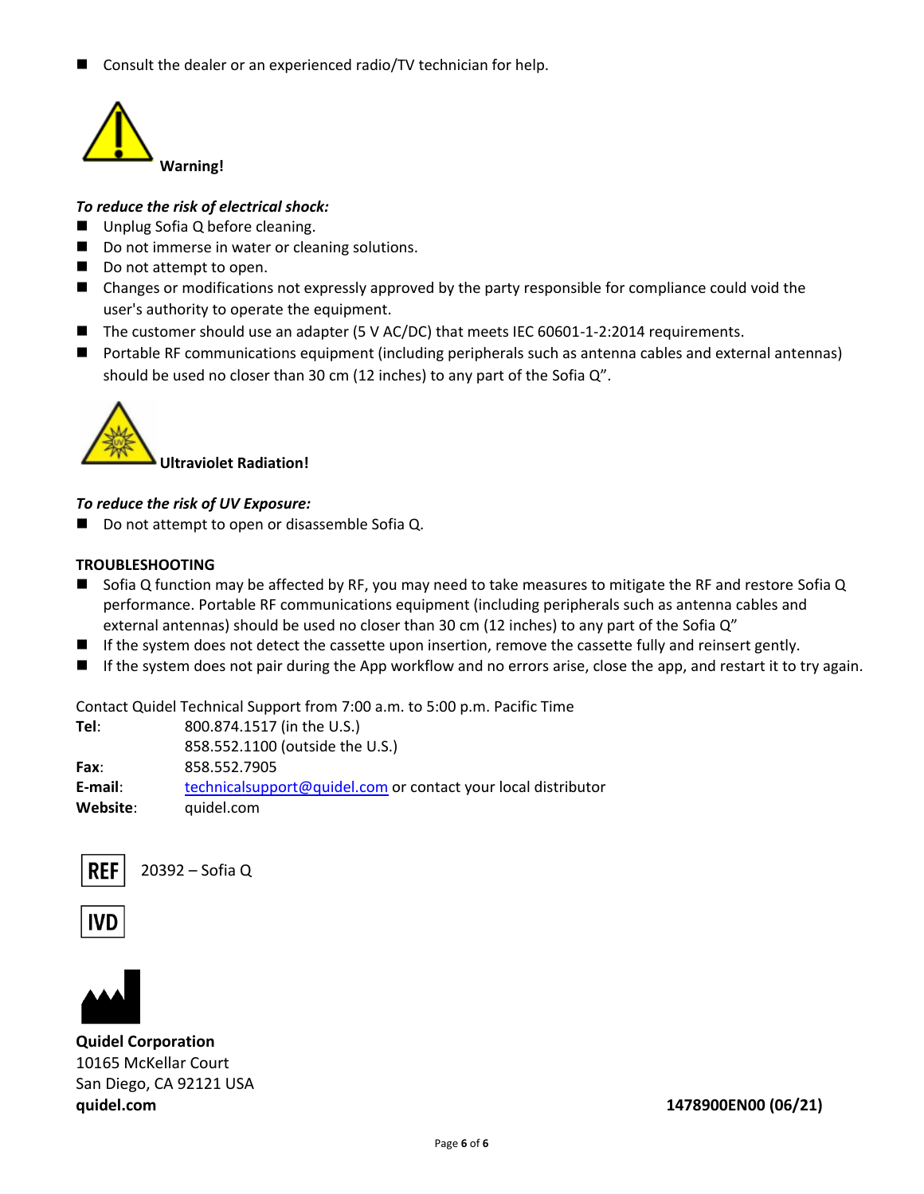- Consult the dealer or an experienced radio/TV technician for help.

**Warning!**

***To reduce the risk of electrical shock:***

- Unplug Sofia Q before cleaning.
- Do not immerse in water or cleaning solutions.
- Do not attempt to open.
- Changes or modifications not expressly approved by the party responsible for compliance could void the user's authority to operate the equipment.
- The customer should use an adapter (5 V AC/DC) that meets IEC 60601-1-2:2014 requirements.
- Portable RF communications equipment (including peripherals such as antenna cables and external antennas) should be used no closer than 30 cm (12 inches) to any part of the Sofia Q".

**Ultraviolet Radiation!**

***To reduce the risk of UV Exposure:***

- Do not attempt to open or disassemble Sofia Q.

**TROUBLESHOOTING**

- Sofia Q function may be affected by RF, you may need to take measures to mitigate the RF and restore Sofia Q performance. Portable RF communications equipment (including peripherals such as antenna cables and external antennas) should be used no closer than 30 cm (12 inches) to any part of the Sofia Q"
- If the system does not detect the cassette upon insertion, remove the cassette fully and reinsert gently.
- If the system does not pair during the App workflow and no errors arise, close the app, and restart it to try again.

Contact Quidel Technical Support from 7:00 a.m. to 5:00 p.m. Pacific Time

| | |
|---|---|
| **Tel**: | 800.874.1517 (in the U.S.) |
| | 858.552.1100 (outside the U.S.) |
| **Fax**: | 858.552.7905 |
| **E-mail**: | technicalsupport@quidel.com or contact your local distributor |
| **Website**: | quidel.com |

REF 20392 – Sofia Q

IVD

**Quidel Corporation**
10165 McKellar Court
San Diego, CA 92121 USA
**quidel.com**

**1478900EN00 (06/21)**